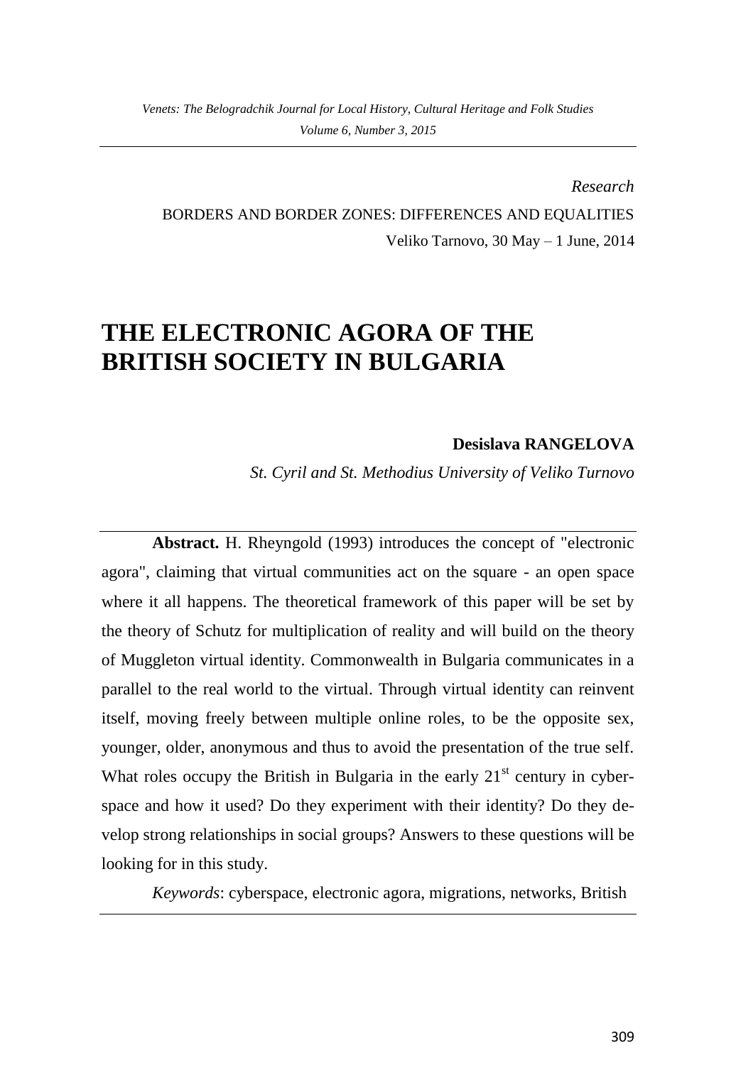*Research*

BORDERS AND BORDER ZONES: DIFFERENCES AND EQUALITIES

Veliko Tarnovo, 30 May – 1 June, 2014

# THE ELECTRONIC AGORA OF THE BRITISH SOCIETY IN BULGARIA

**Desislava RANGELOVA**

*St. Cyril and St. Methodius University of Veliko Turnovo*

**Abstract.** H. Rheyngold (1993) introduces the concept of "electronic agora", claiming that virtual communities act on the square - an open space where it all happens. The theoretical framework of this paper will be set by the theory of Schutz for multiplication of reality and will build on the theory of Muggleton virtual identity. Commonwealth in Bulgaria communicates in a parallel to the real world to the virtual. Through virtual identity can reinvent itself, moving freely between multiple online roles, to be the opposite sex, younger, older, anonymous and thus to avoid the presentation of the true self. What roles occupy the British in Bulgaria in the early 21st century in cyber-space and how it used? Do they experiment with their identity? Do they develop strong relationships in social groups? Answers to these questions will be looking for in this study.

*Keywords*: cyberspace, electronic agora, migrations, networks, British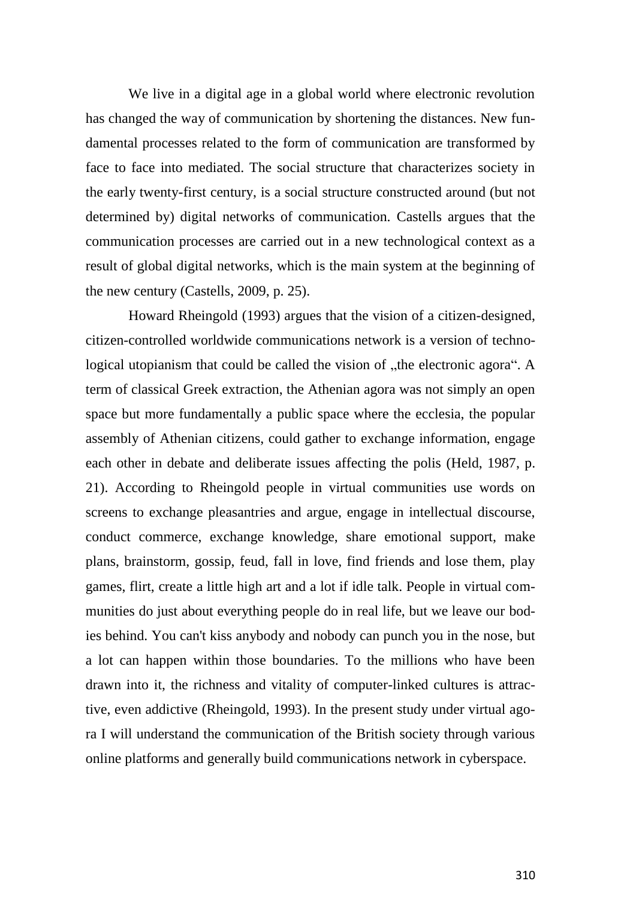We live in a digital age in a global world where electronic revolution has changed the way of communication by shortening the distances. New fundamental processes related to the form of communication are transformed by face to face into mediated. The social structure that characterizes society in the early twenty-first century, is a social structure constructed around (but not determined by) digital networks of communication. Castells argues that the communication processes are carried out in a new technological context as a result of global digital networks, which is the main system at the beginning of the new century (Castells, 2009, p. 25).

Howard Rheingold (1993) argues that the vision of a citizen-designed, citizen-controlled worldwide communications network is a version of technological utopianism that could be called the vision of „the electronic agora". A term of classical Greek extraction, the Athenian agora was not simply an open space but more fundamentally a public space where the ecclesia, the popular assembly of Athenian citizens, could gather to exchange information, engage each other in debate and deliberate issues affecting the polis (Held, 1987, p. 21). According to Rheingold people in virtual communities use words on screens to exchange pleasantries and argue, engage in intellectual discourse, conduct commerce, exchange knowledge, share emotional support, make plans, brainstorm, gossip, feud, fall in love, find friends and lose them, play games, flirt, create a little high art and a lot if idle talk. People in virtual communities do just about everything people do in real life, but we leave our bodies behind. You can't kiss anybody and nobody can punch you in the nose, but a lot can happen within those boundaries. To the millions who have been drawn into it, the richness and vitality of computer-linked cultures is attractive, even addictive (Rheingold, 1993). In the present study under virtual agora I will understand the communication of the British society through various online platforms and generally build communications network in cyberspace.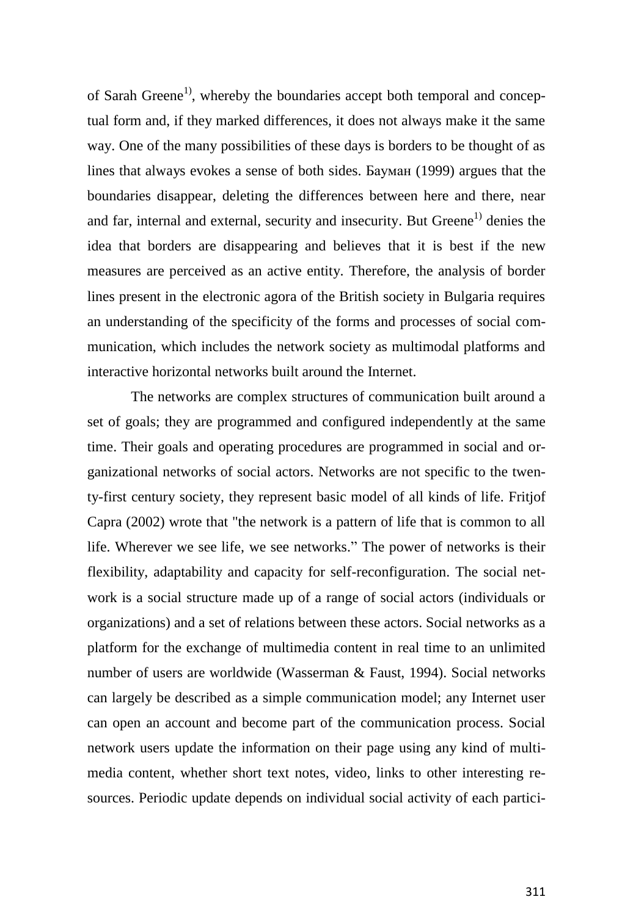of Sarah Greene[1)], whereby the boundaries accept both temporal and conceptual form and, if they marked differences, it does not always make it the same way. One of the many possibilities of these days is borders to be thought of as lines that always evokes a sense of both sides. Бауман (1999) argues that the boundaries disappear, deleting the differences between here and there, near and far, internal and external, security and insecurity. But Greene[1)] denies the idea that borders are disappearing and believes that it is best if the new measures are perceived as an active entity. Therefore, the analysis of border lines present in the electronic agora of the British society in Bulgaria requires an understanding of the specificity of the forms and processes of social communication, which includes the network society as multimodal platforms and interactive horizontal networks built around the Internet.

The networks are complex structures of communication built around a set of goals; they are programmed and configured independently at the same time. Their goals and operating procedures are programmed in social and organizational networks of social actors. Networks are not specific to the twenty-first century society, they represent basic model of all kinds of life. Fritjof Capra (2002) wrote that "the network is a pattern of life that is common to all life. Wherever we see life, we see networks." The power of networks is their flexibility, adaptability and capacity for self-reconfiguration. The social network is a social structure made up of a range of social actors (individuals or organizations) and a set of relations between these actors. Social networks as a platform for the exchange of multimedia content in real time to an unlimited number of users are worldwide (Wasserman & Faust, 1994). Social networks can largely be described as a simple communication model; any Internet user can open an account and become part of the communication process. Social network users update the information on their page using any kind of multimedia content, whether short text notes, video, links to other interesting resources. Periodic update depends on individual social activity of each partici-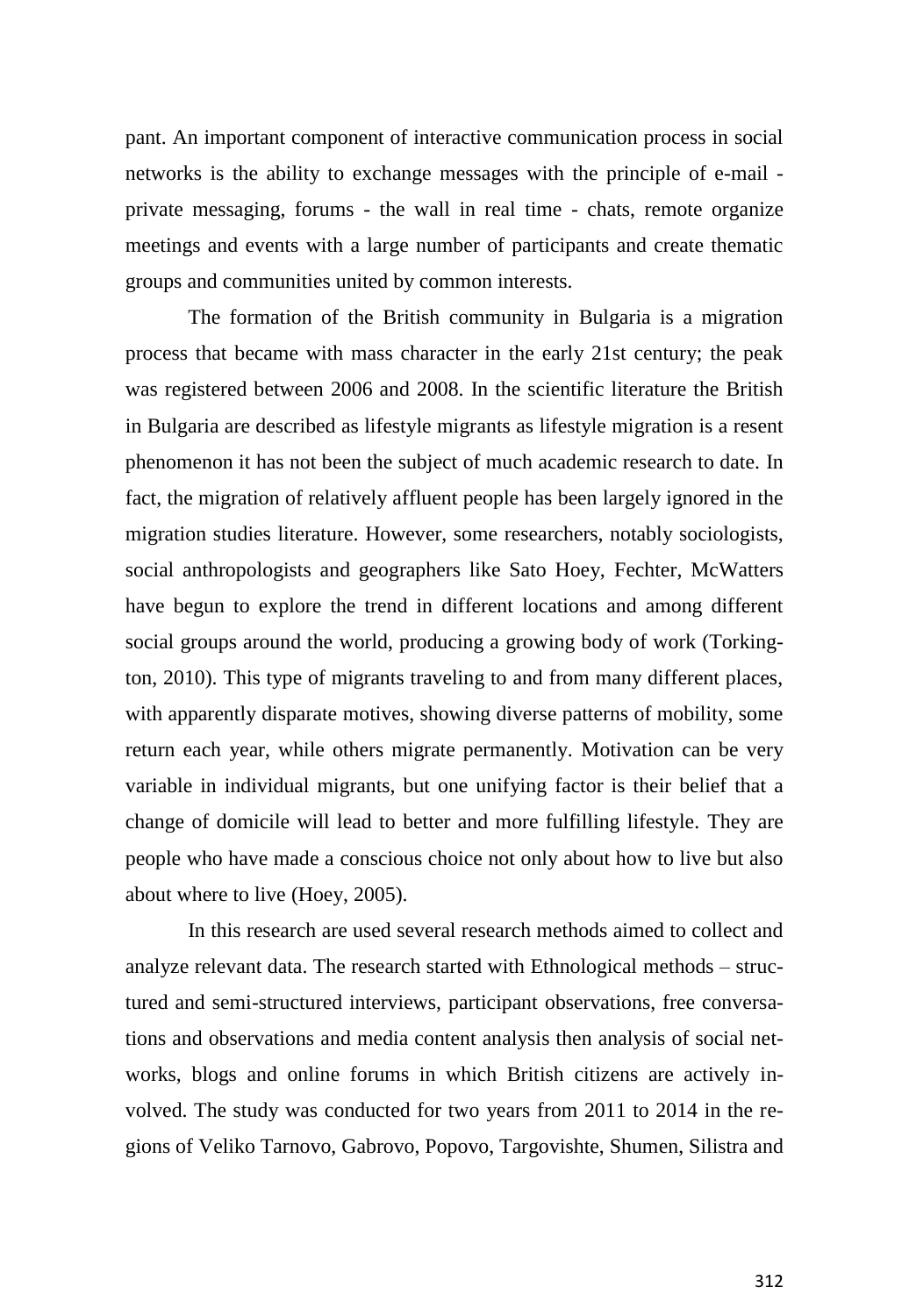pant. An important component of interactive communication process in social networks is the ability to exchange messages with the principle of e-mail - private messaging, forums - the wall in real time - chats, remote organize meetings and events with a large number of participants and create thematic groups and communities united by common interests.

The formation of the British community in Bulgaria is a migration process that became with mass character in the early 21st century; the peak was registered between 2006 and 2008. In the scientific literature the British in Bulgaria are described as lifestyle migrants as lifestyle migration is a resent phenomenon it has not been the subject of much academic research to date. In fact, the migration of relatively affluent people has been largely ignored in the migration studies literature. However, some researchers, notably sociologists, social anthropologists and geographers like Sato Hoey, Fechter, McWatters have begun to explore the trend in different locations and among different social groups around the world, producing a growing body of work (Torkington, 2010). This type of migrants traveling to and from many different places, with apparently disparate motives, showing diverse patterns of mobility, some return each year, while others migrate permanently. Motivation can be very variable in individual migrants, but one unifying factor is their belief that a change of domicile will lead to better and more fulfilling lifestyle. They are people who have made a conscious choice not only about how to live but also about where to live (Hoey, 2005).

In this research are used several research methods aimed to collect and analyze relevant data. The research started with Ethnological methods – structured and semi-structured interviews, participant observations, free conversations and observations and media content analysis then analysis of social networks, blogs and online forums in which British citizens are actively involved. The study was conducted for two years from 2011 to 2014 in the regions of Veliko Tarnovo, Gabrovo, Popovo, Targovishte, Shumen, Silistra and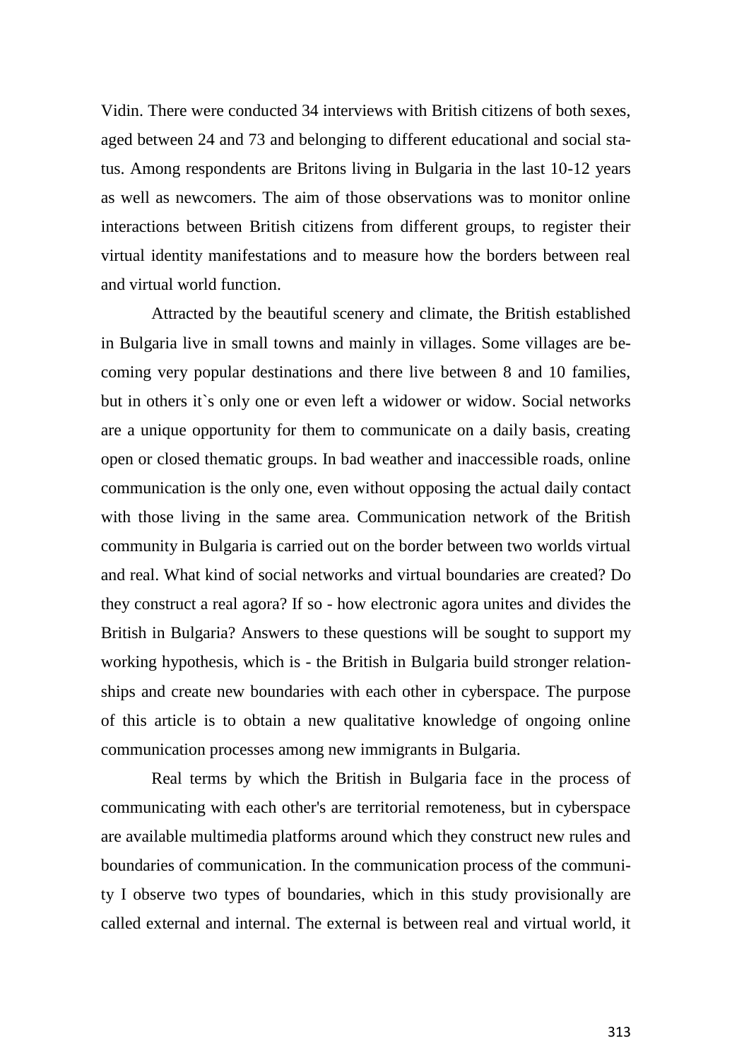Vidin. There were conducted 34 interviews with British citizens of both sexes, aged between 24 and 73 and belonging to different educational and social status. Among respondents are Britons living in Bulgaria in the last 10-12 years as well as newcomers. The aim of those observations was to monitor online interactions between British citizens from different groups, to register their virtual identity manifestations and to measure how the borders between real and virtual world function.

Attracted by the beautiful scenery and climate, the British established in Bulgaria live in small towns and mainly in villages. Some villages are becoming very popular destinations and there live between 8 and 10 families, but in others it`s only one or even left a widower or widow. Social networks are a unique opportunity for them to communicate on a daily basis, creating open or closed thematic groups. In bad weather and inaccessible roads, online communication is the only one, even without opposing the actual daily contact with those living in the same area. Communication network of the British community in Bulgaria is carried out on the border between two worlds virtual and real. What kind of social networks and virtual boundaries are created? Do they construct a real agora? If so - how electronic agora unites and divides the British in Bulgaria? Answers to these questions will be sought to support my working hypothesis, which is - the British in Bulgaria build stronger relationships and create new boundaries with each other in cyberspace. The purpose of this article is to obtain a new qualitative knowledge of ongoing online communication processes among new immigrants in Bulgaria.

Real terms by which the British in Bulgaria face in the process of communicating with each other's are territorial remoteness, but in cyberspace are available multimedia platforms around which they construct new rules and boundaries of communication. In the communication process of the community I observe two types of boundaries, which in this study provisionally are called external and internal. The external is between real and virtual world, it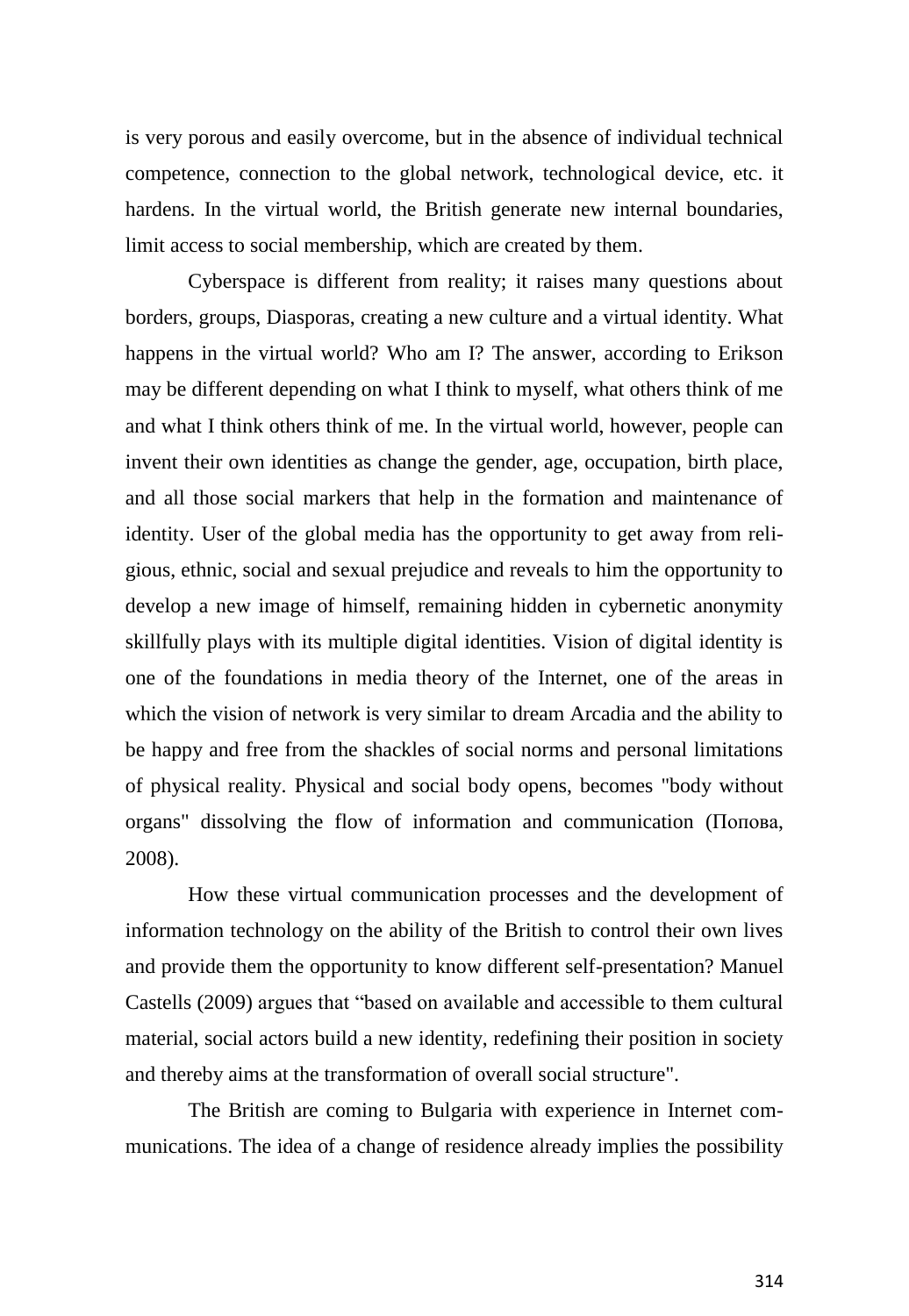is very porous and easily overcome, but in the absence of individual technical competence, connection to the global network, technological device, etc. it hardens. In the virtual world, the British generate new internal boundaries, limit access to social membership, which are created by them.

Cyberspace is different from reality; it raises many questions about borders, groups, Diasporas, creating a new culture and a virtual identity. What happens in the virtual world? Who am I? The answer, according to Erikson may be different depending on what I think to myself, what others think of me and what I think others think of me. In the virtual world, however, people can invent their own identities as change the gender, age, occupation, birth place, and all those social markers that help in the formation and maintenance of identity. User of the global media has the opportunity to get away from religious, ethnic, social and sexual prejudice and reveals to him the opportunity to develop a new image of himself, remaining hidden in cybernetic anonymity skillfully plays with its multiple digital identities. Vision of digital identity is one of the foundations in media theory of the Internet, one of the areas in which the vision of network is very similar to dream Arcadia and the ability to be happy and free from the shackles of social norms and personal limitations of physical reality. Physical and social body opens, becomes "body without organs" dissolving the flow of information and communication (Попова, 2008).

How these virtual communication processes and the development of information technology on the ability of the British to control their own lives and provide them the opportunity to know different self-presentation? Manuel Castells (2009) argues that "based on available and accessible to them cultural material, social actors build a new identity, redefining their position in society and thereby aims at the transformation of overall social structure".

The British are coming to Bulgaria with experience in Internet communications. The idea of a change of residence already implies the possibility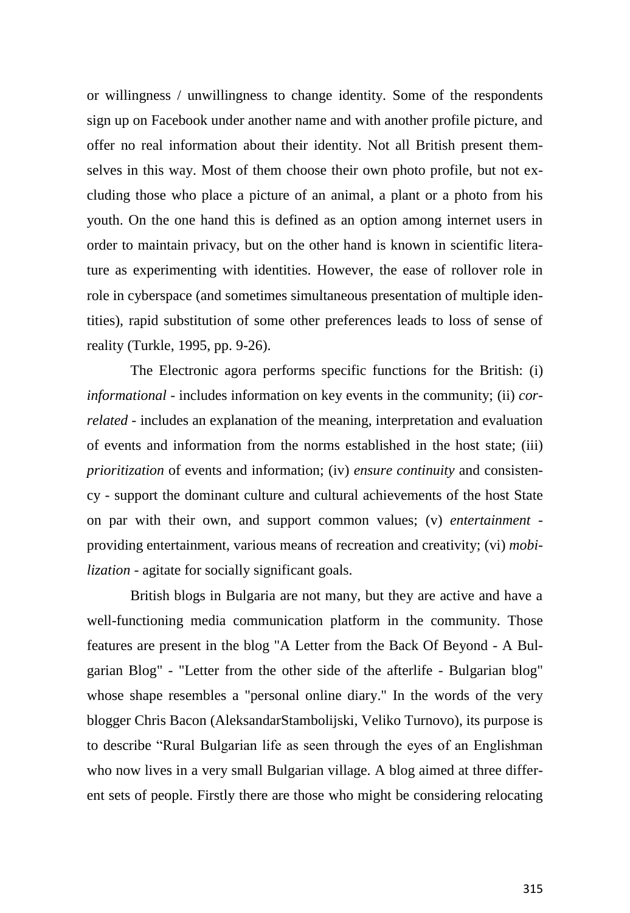or willingness / unwillingness to change identity. Some of the respondents sign up on Facebook under another name and with another profile picture, and offer no real information about their identity. Not all British present themselves in this way. Most of them choose their own photo profile, but not excluding those who place a picture of an animal, a plant or a photo from his youth. On the one hand this is defined as an option among internet users in order to maintain privacy, but on the other hand is known in scientific literature as experimenting with identities. However, the ease of rollover role in role in cyberspace (and sometimes simultaneous presentation of multiple identities), rapid substitution of some other preferences leads to loss of sense of reality (Turkle, 1995, pp. 9-26).

The Electronic agora performs specific functions for the British: (i) *informational* - includes information on key events in the community; (ii) *correlated* - includes an explanation of the meaning, interpretation and evaluation of events and information from the norms established in the host state; (iii) *prioritization* of events and information; (iv) *ensure continuity* and consistency - support the dominant culture and cultural achievements of the host State on par with their own, and support common values; (v) *entertainment* - providing entertainment, various means of recreation and creativity; (vi) *mobilization* - agitate for socially significant goals.

British blogs in Bulgaria are not many, but they are active and have a well-functioning media communication platform in the community. Those features are present in the blog "A Letter from the Back Of Beyond - A Bulgarian Blog" - "Letter from the other side of the afterlife - Bulgarian blog" whose shape resembles a "personal online diary." In the words of the very blogger Chris Bacon (AleksandarStambolijski, Veliko Turnovo), its purpose is to describe "Rural Bulgarian life as seen through the eyes of an Englishman who now lives in a very small Bulgarian village. A blog aimed at three different sets of people. Firstly there are those who might be considering relocating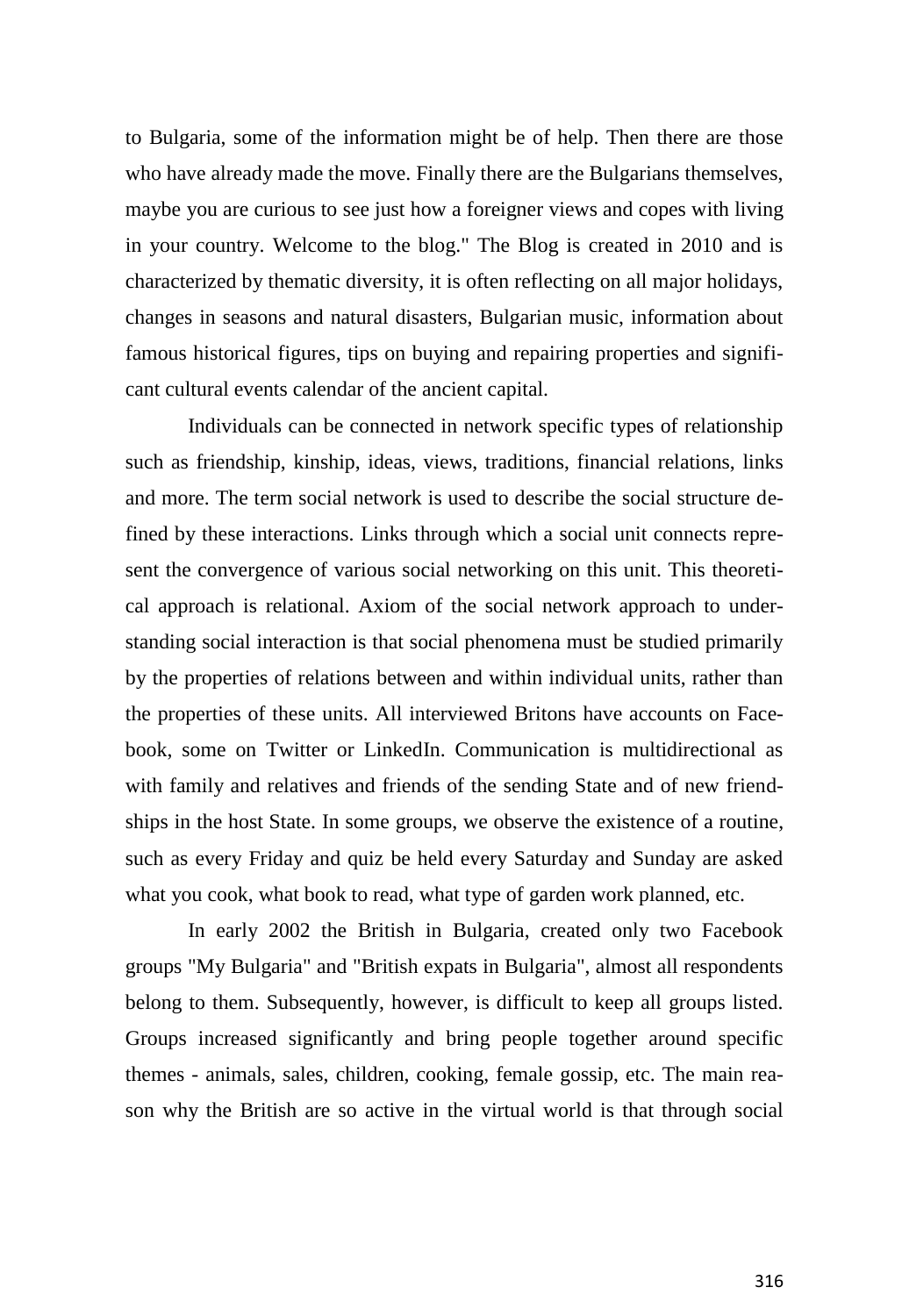to Bulgaria, some of the information might be of help. Then there are those who have already made the move. Finally there are the Bulgarians themselves, maybe you are curious to see just how a foreigner views and copes with living in your country. Welcome to the blog." The Blog is created in 2010 and is characterized by thematic diversity, it is often reflecting on all major holidays, changes in seasons and natural disasters, Bulgarian music, information about famous historical figures, tips on buying and repairing properties and significant cultural events calendar of the ancient capital.

Individuals can be connected in network specific types of relationship such as friendship, kinship, ideas, views, traditions, financial relations, links and more. The term social network is used to describe the social structure defined by these interactions. Links through which a social unit connects represent the convergence of various social networking on this unit. This theoretical approach is relational. Axiom of the social network approach to understanding social interaction is that social phenomena must be studied primarily by the properties of relations between and within individual units, rather than the properties of these units. All interviewed Britons have accounts on Facebook, some on Twitter or LinkedIn. Communication is multidirectional as with family and relatives and friends of the sending State and of new friendships in the host State. In some groups, we observe the existence of a routine, such as every Friday and quiz be held every Saturday and Sunday are asked what you cook, what book to read, what type of garden work planned, etc.

In early 2002 the British in Bulgaria, created only two Facebook groups "My Bulgaria" and "British expats in Bulgaria", almost all respondents belong to them. Subsequently, however, is difficult to keep all groups listed. Groups increased significantly and bring people together around specific themes - animals, sales, children, cooking, female gossip, etc. The main reason why the British are so active in the virtual world is that through social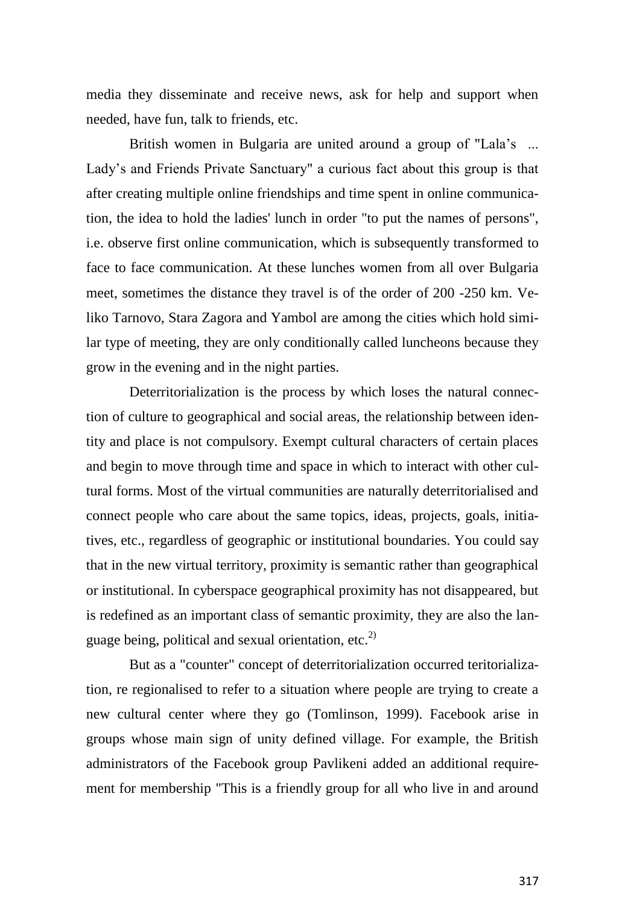media they disseminate and receive news, ask for help and support when needed, have fun, talk to friends, etc.

British women in Bulgaria are united around a group of "Lala's ... Lady's and Friends Private Sanctuary" a curious fact about this group is that after creating multiple online friendships and time spent in online communication, the idea to hold the ladies' lunch in order "to put the names of persons", i.e. observe first online communication, which is subsequently transformed to face to face communication. At these lunches women from all over Bulgaria meet, sometimes the distance they travel is of the order of 200 -250 km. Veliko Tarnovo, Stara Zagora and Yambol are among the cities which hold similar type of meeting, they are only conditionally called luncheons because they grow in the evening and in the night parties.

Deterritorialization is the process by which loses the natural connection of culture to geographical and social areas, the relationship between identity and place is not compulsory. Exempt cultural characters of certain places and begin to move through time and space in which to interact with other cultural forms. Most of the virtual communities are naturally deterritorialised and connect people who care about the same topics, ideas, projects, goals, initiatives, etc., regardless of geographic or institutional boundaries. You could say that in the new virtual territory, proximity is semantic rather than geographical or institutional. In cyberspace geographical proximity has not disappeared, but is redefined as an important class of semantic proximity, they are also the language being, political and sexual orientation, etc.[2)]

But as a "counter" concept of deterritorialization occurred teritorialization, re regionalised to refer to a situation where people are trying to create a new cultural center where they go (Tomlinson, 1999). Facebook arise in groups whose main sign of unity defined village. For example, the British administrators of the Facebook group Pavlikeni added an additional requirement for membership "This is a friendly group for all who live in and around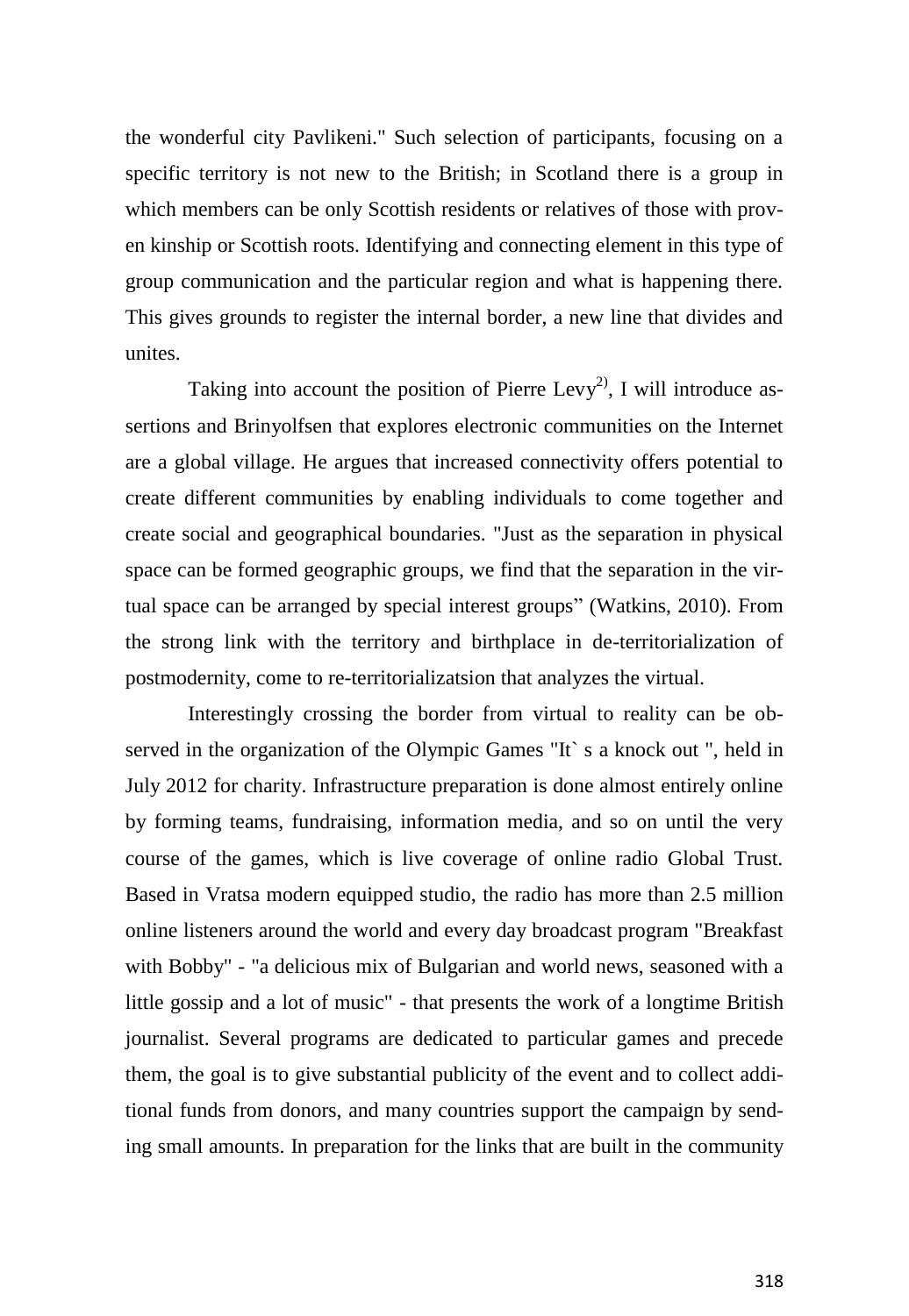the wonderful city Pavlikeni." Such selection of participants, focusing on a specific territory is not new to the British; in Scotland there is a group in which members can be only Scottish residents or relatives of those with proven kinship or Scottish roots. Identifying and connecting element in this type of group communication and the particular region and what is happening there. This gives grounds to register the internal border, a new line that divides and unites.

Taking into account the position of Pierre Levy[2)], I will introduce assertions and Brinyolfsen that explores electronic communities on the Internet are a global village. He argues that increased connectivity offers potential to create different communities by enabling individuals to come together and create social and geographical boundaries. "Just as the separation in physical space can be formed geographic groups, we find that the separation in the virtual space can be arranged by special interest groups" (Watkins, 2010). From the strong link with the territory and birthplace in de-territorialization of postmodernity, come to re-territorializatsion that analyzes the virtual.

Interestingly crossing the border from virtual to reality can be observed in the organization of the Olympic Games "It` s a knock out ", held in July 2012 for charity. Infrastructure preparation is done almost entirely online by forming teams, fundraising, information media, and so on until the very course of the games, which is live coverage of online radio Global Trust. Based in Vratsa modern equipped studio, the radio has more than 2.5 million online listeners around the world and every day broadcast program "Breakfast with Bobby" - "a delicious mix of Bulgarian and world news, seasoned with a little gossip and a lot of music" - that presents the work of a longtime British journalist. Several programs are dedicated to particular games and precede them, the goal is to give substantial publicity of the event and to collect additional funds from donors, and many countries support the campaign by sending small amounts. In preparation for the links that are built in the community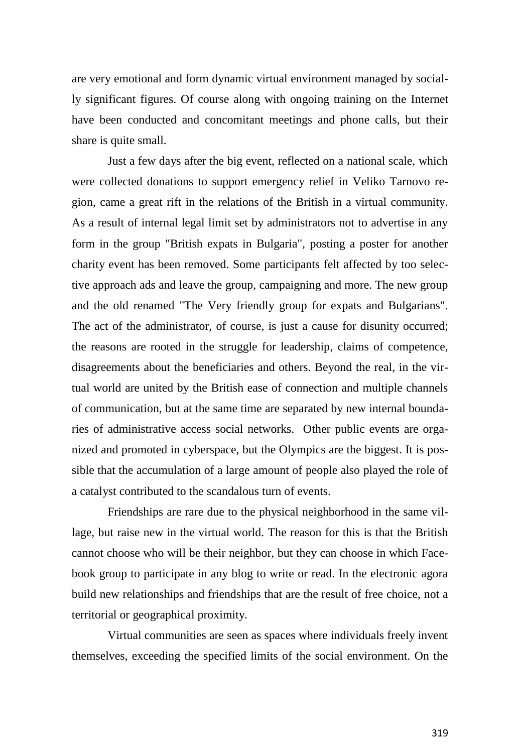are very emotional and form dynamic virtual environment managed by socially significant figures. Of course along with ongoing training on the Internet have been conducted and concomitant meetings and phone calls, but their share is quite small.

Just a few days after the big event, reflected on a national scale, which were collected donations to support emergency relief in Veliko Tarnovo region, came a great rift in the relations of the British in a virtual community. As a result of internal legal limit set by administrators not to advertise in any form in the group "British expats in Bulgaria", posting a poster for another charity event has been removed. Some participants felt affected by too selective approach ads and leave the group, campaigning and more. The new group and the old renamed "The Very friendly group for expats and Bulgarians". The act of the administrator, of course, is just a cause for disunity occurred; the reasons are rooted in the struggle for leadership, claims of competence, disagreements about the beneficiaries and others. Beyond the real, in the virtual world are united by the British ease of connection and multiple channels of communication, but at the same time are separated by new internal boundaries of administrative access social networks. Other public events are organized and promoted in cyberspace, but the Olympics are the biggest. It is possible that the accumulation of a large amount of people also played the role of a catalyst contributed to the scandalous turn of events.

Friendships are rare due to the physical neighborhood in the same village, but raise new in the virtual world. The reason for this is that the British cannot choose who will be their neighbor, but they can choose in which Facebook group to participate in any blog to write or read. In the electronic agora build new relationships and friendships that are the result of free choice, not a territorial or geographical proximity.

Virtual communities are seen as spaces where individuals freely invent themselves, exceeding the specified limits of the social environment. On the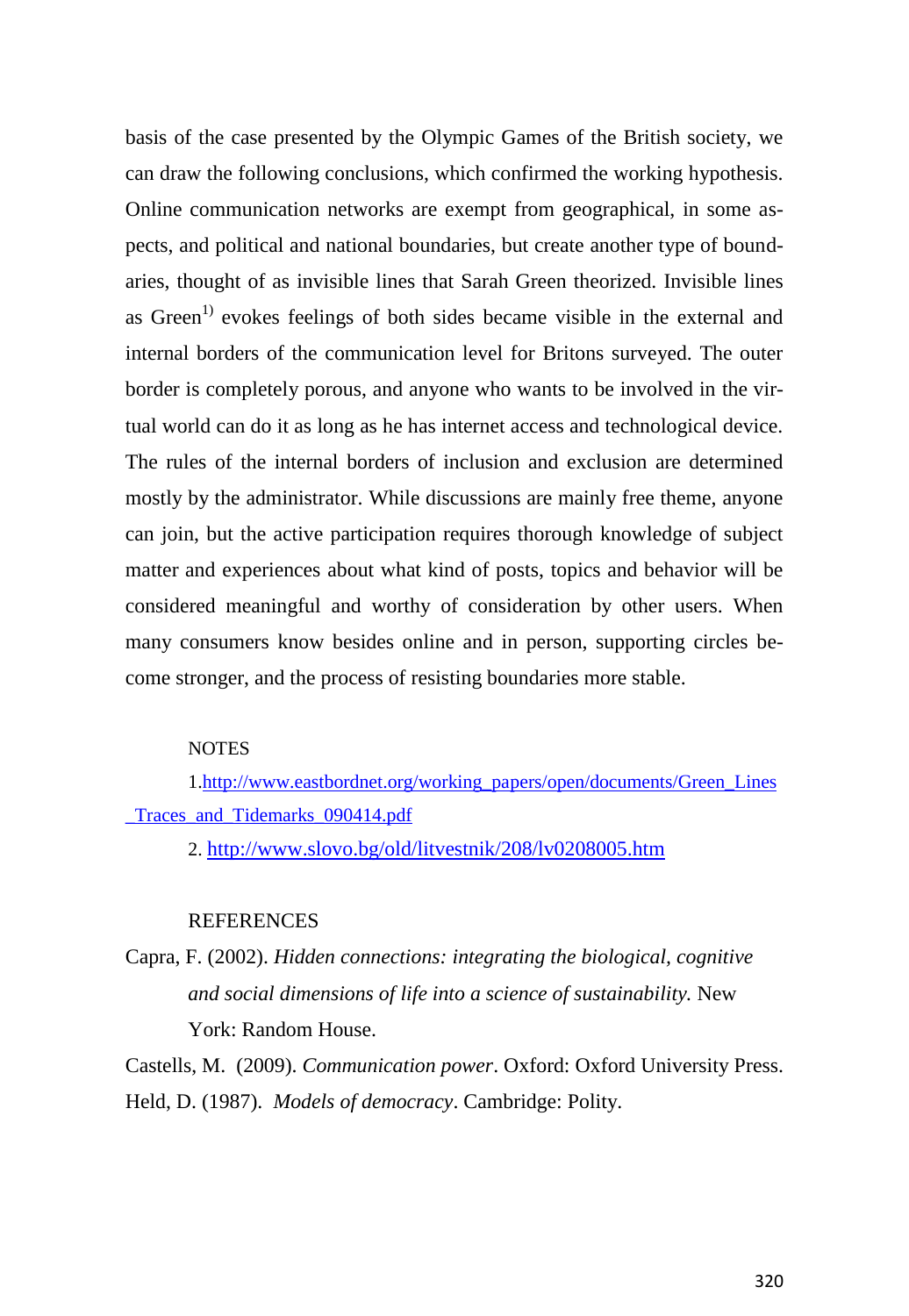basis of the case presented by the Olympic Games of the British society, we can draw the following conclusions, which confirmed the working hypothesis. Online communication networks are exempt from geographical, in some aspects, and political and national boundaries, but create another type of boundaries, thought of as invisible lines that Sarah Green theorized. Invisible lines as Green[1)] evokes feelings of both sides became visible in the external and internal borders of the communication level for Britons surveyed. The outer border is completely porous, and anyone who wants to be involved in the virtual world can do it as long as he has internet access and technological device. The rules of the internal borders of inclusion and exclusion are determined mostly by the administrator. While discussions are mainly free theme, anyone can join, but the active participation requires thorough knowledge of subject matter and experiences about what kind of posts, topics and behavior will be considered meaningful and worthy of consideration by other users. When many consumers know besides online and in person, supporting circles become stronger, and the process of resisting boundaries more stable.

NOTES

1.http://www.eastbordnet.org/working_papers/open/documents/Green_Lines_Traces_and_Tidemarks_090414.pdf

2. http://www.slovo.bg/old/litvestnik/208/lv0208005.htm

REFERENCES

Capra, F. (2002). *Hidden connections: integrating the biological, cognitive and social dimensions of life into a science of sustainability.* New York: Random House.

Castells, M. (2009). *Communication power*. Oxford: Oxford University Press.

Held, D. (1987). *Models of democracy*. Cambridge: Polity.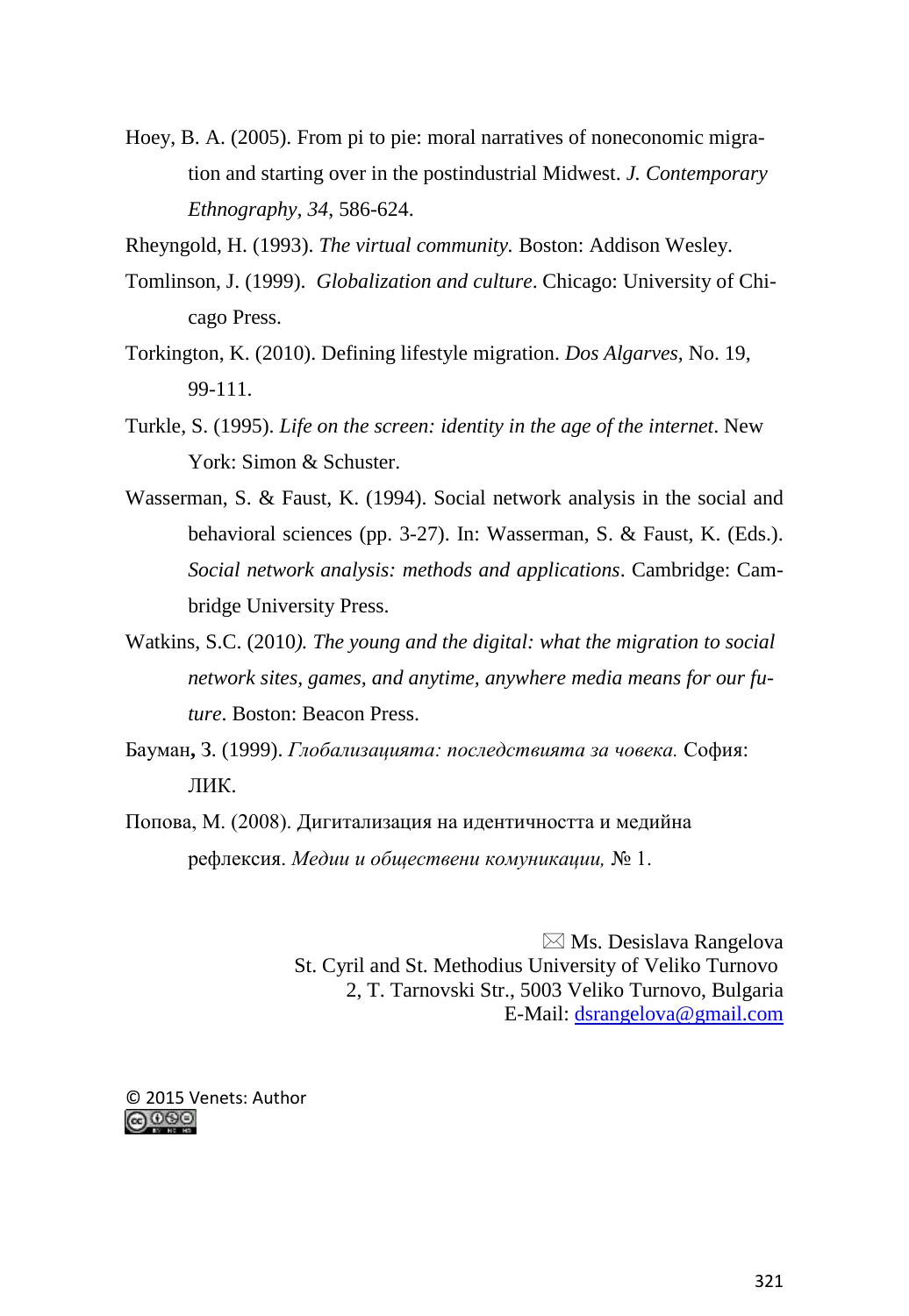Hoey, B. A. (2005). From pi to pie: moral narratives of noneconomic migration and starting over in the postindustrial Midwest. *J. Contemporary Ethnography, 34*, 586-624.

Rheyngold, H. (1993). *The virtual community.* Boston: Addison Wesley.

Tomlinson, J. (1999). *Globalization and culture*. Chicago: University of Chicago Press.

Torkington, K. (2010). Defining lifestyle migration. *Dos Algarves,* No. 19, 99-111.

Turkle, S. (1995). *Life on the screen: identity in the age of the internet*. New York: Simon & Schuster.

Wasserman, S. & Faust, K. (1994). Social network analysis in the social and behavioral sciences (pp. 3-27). In: Wasserman, S. & Faust, K. (Eds.). *Social network analysis: methods and applications*. Cambridge: Cambridge University Press.

Watkins, S.C. (2010*). The young and the digital: what the migration to social network sites, games, and anytime, anywhere media means for our future*. Boston: Beacon Press.

Бауман**,** З. (1999). *Глобализацията: последствията за човека.* София: ЛИК.

Попова, М. (2008). Дигитализация на идентичността и медийна рефлексия. *Медии и обществени комуникации,* № 1.

✉ Ms. Desislava Rangelova
St. Cyril and St. Methodius University of Veliko Turnovo
2, T. Tarnovski Str., 5003 Veliko Turnovo, Bulgaria
E-Mail: dsrangelova@gmail.com

© 2015 Venets: Author